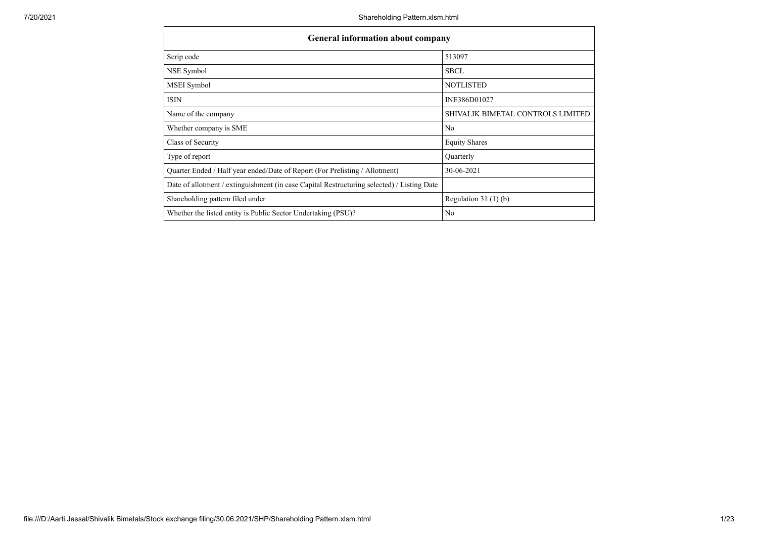| General information about company | |
|---|---|
| Scrip code | 513097 |
| NSE Symbol | SBCL |
| MSEI Symbol | NOTLISTED |
| ISIN | INE386D01027 |
| Name of the company | SHIVALIK BIMETAL CONTROLS LIMITED |
| Whether company is SME | No |
| Class of Security | Equity Shares |
| Type of report | Quarterly |
| Quarter Ended / Half year ended/Date of Report (For Prelisting / Allotment) | 30-06-2021 |
| Date of allotment / extinguishment (in case Capital Restructuring selected) / Listing Date | |
| Shareholding pattern filed under | Regulation 31 (1) (b) |
| Whether the listed entity is Public Sector Undertaking (PSU)? | No |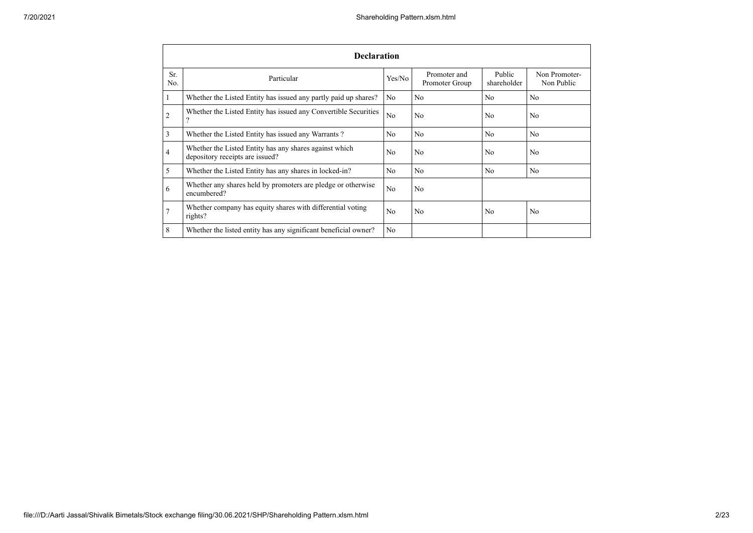| Declaration | | | | | |
|---|---|---|---|---|---|
| Sr. No. | Particular | Yes/No | Promoter and Promoter Group | Public shareholder | Non Promoter- Non Public |
| 1 | Whether the Listed Entity has issued any partly paid up shares? | No | No | No | No |
| 2 | Whether the Listed Entity has issued any Convertible Securities ? | No | No | No | No |
| 3 | Whether the Listed Entity has issued any Warrants ? | No | No | No | No |
| 4 | Whether the Listed Entity has any shares against which depository receipts are issued? | No | No | No | No |
| 5 | Whether the Listed Entity has any shares in locked-in? | No | No | No | No |
| 6 | Whether any shares held by promoters are pledge or otherwise encumbered? | No | No | | |
| 7 | Whether company has equity shares with differential voting rights? | No | No | No | No |
| 8 | Whether the listed entity has any significant beneficial owner? | No | | | |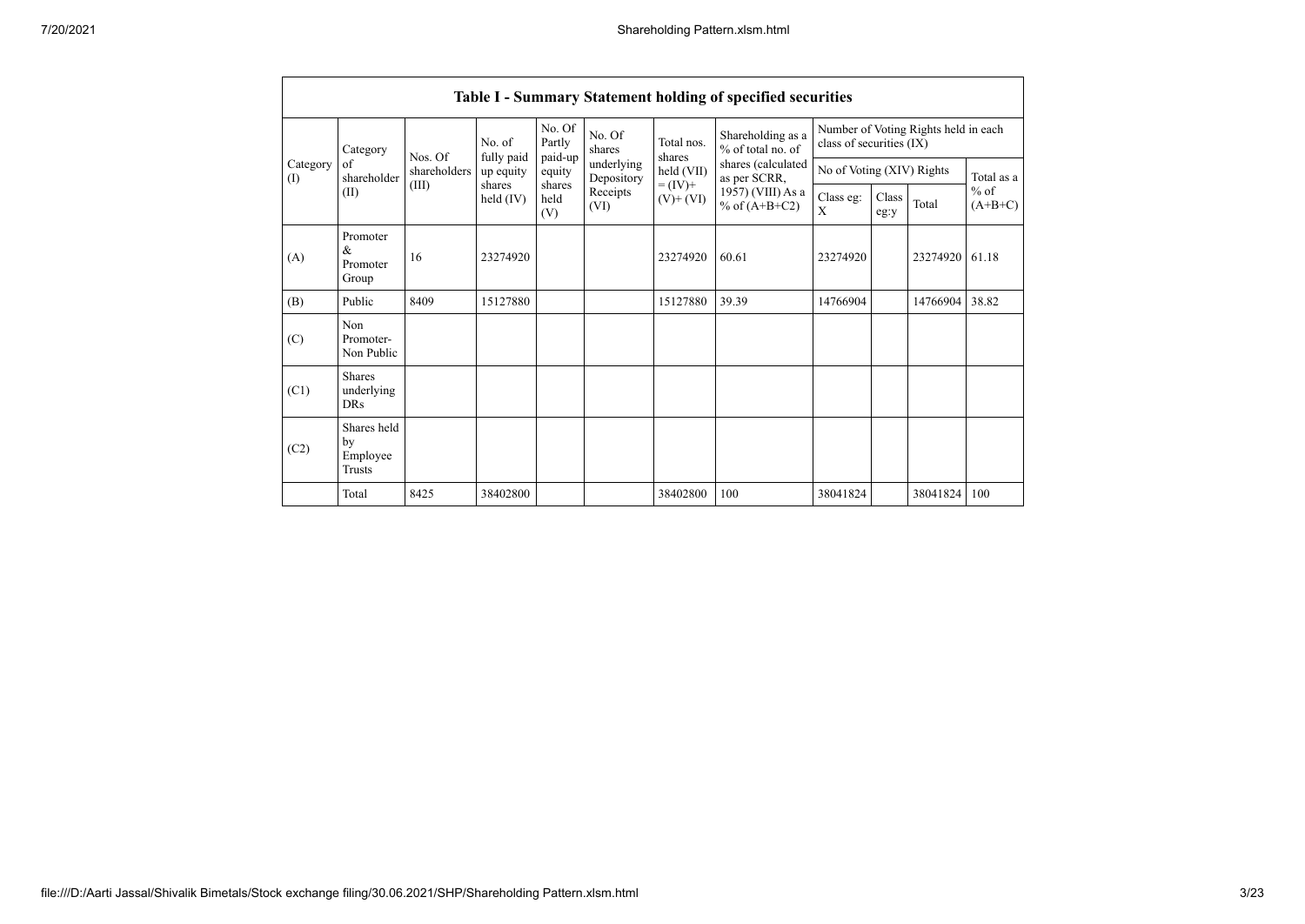**Table I - Summary Statement holding of specified securities**

| Category (I) | Category of shareholder (II) | Nos. Of shareholders (III) | No. of fully paid up equity shares held (IV) | No. Of Partly paid-up equity shares held (V) | No. Of shares underlying Depository Receipts (VI) | Total nos. shares held (VII) = (IV)+ (V)+ (VI) | Shareholding as a % of total no. of shares (calculated as per SCRR, 1957) (VIII) As a % of (A+B+C2) | Number of Voting Rights held in each class of securities (IX) | | | |
|---|---|---|---|---|---|---|---|---|---|---|---|
| | | | | | | | | No of Voting (XIV) Rights | | | Total as a % of (A+B+C) |
| | | | | | | | | Class eg: X | Class eg:y | Total | |
| (A) | Promoter & Promoter Group | 16 | 23274920 | | | 23274920 | 60.61 | 23274920 | | 23274920 | 61.18 |
| (B) | Public | 8409 | 15127880 | | | 15127880 | 39.39 | 14766904 | | 14766904 | 38.82 |
| (C) | Non Promoter- Non Public | | | | | | | | | | |
| (C1) | Shares underlying DRs | | | | | | | | | | |
| (C2) | Shares held by Employee Trusts | | | | | | | | | | |
| | Total | 8425 | 38402800 | | | 38402800 | 100 | 38041824 | | 38041824 | 100 |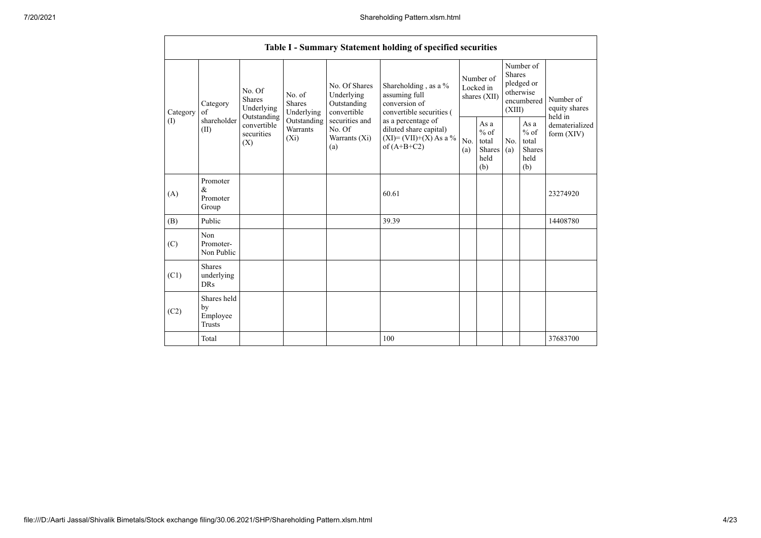| Table I - Summary Statement holding of specified securities | | | | | | | | | | | |
|---|---|---|---|---|---|---|---|---|---|---|---|
| Category (I) | Category of shareholder (II) | No. Of Shares Underlying Outstanding convertible securities (X) | No. of Shares Underlying Outstanding Warrants (Xi) | No. Of Shares Underlying Outstanding convertible securities and No. Of Warrants (Xi) (a) | Shareholding , as a % assuming full conversion of convertible securities ( as a percentage of diluted share capital) (XI)= (VII)+(X) As a % of (A+B+C2) | Number of Locked in shares (XII) | | Number of Shares pledged or otherwise encumbered (XIII) | | Number of equity shares held in dematerialized form (XIV) |
| | | | | | | No. (a) | As a % of total Shares held (b) | No. (a) | As a % of total Shares held (b) | |
| (A) | Promoter & Promoter Group | | | | 60.61 | | | | | 23274920 |
| (B) | Public | | | | 39.39 | | | | | 14408780 |
| (C) | Non Promoter- Non Public | | | | | | | | | |
| (C1) | Shares underlying DRs | | | | | | | | | |
| (C2) | Shares held by Employee Trusts | | | | | | | | | |
| | Total | | | | 100 | | | | | 37683700 |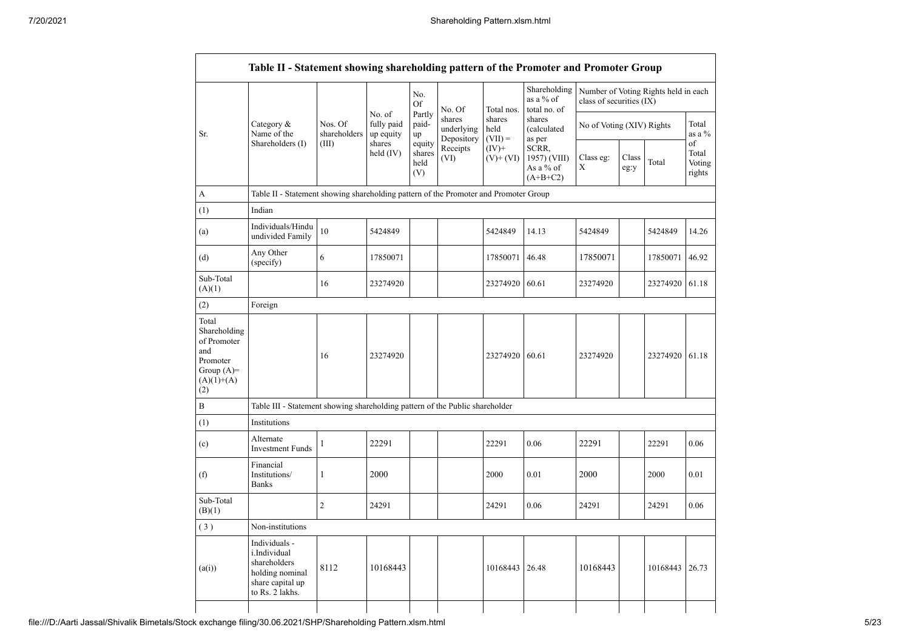| Table II - Statement showing shareholding pattern of the Promoter and Promoter Group | | | | | | | | | | | | |
|---|---|---|---|---|---|---|---|---|---|---|---|---|
| Sr. | Category & Name of the Shareholders (I) | Nos. Of shareholders (III) | No. of fully paid up equity shares held (IV) | No. Of Partly paid-up equity shares held (V) | No. Of shares underlying Depository Receipts (VI) | Total nos. shares held (VII) = (IV)+ (V)+ (VI) | Shareholding as a % of total no. of shares (calculated as per SCRR, 1957) (VIII) As a % of (A+B+C2) | Number of Voting Rights held in each class of securities (IX) | | | |
| | | | | | | | | No of Voting (XIV) Rights | | | Total as a % of Total Voting rights |
| | | | | | | | | Class eg: X | Class eg:y | Total | |
| A | Table II - Statement showing shareholding pattern of the Promoter and Promoter Group | | | | | | | | | | |
| (1) | Indian | | | | | | | | | | |
| (a) | Individuals/Hindu undivided Family | 10 | 5424849 | | | 5424849 | 14.13 | 5424849 | | 5424849 | 14.26 |
| (d) | Any Other (specify) | 6 | 17850071 | | | 17850071 | 46.48 | 17850071 | | 17850071 | 46.92 |
| Sub-Total (A)(1) | | 16 | 23274920 | | | 23274920 | 60.61 | 23274920 | | 23274920 | 61.18 |
| (2) | Foreign | | | | | | | | | | |
| Total Shareholding of Promoter and Promoter Group (A)= (A)(1)+(A)(2) | | 16 | 23274920 | | | 23274920 | 60.61 | 23274920 | | 23274920 | 61.18 |
| B | Table III - Statement showing shareholding pattern of the Public shareholder | | | | | | | | | | |
| (1) | Institutions | | | | | | | | | | |
| (c) | Alternate Investment Funds | 1 | 22291 | | | 22291 | 0.06 | 22291 | | 22291 | 0.06 |
| (f) | Financial Institutions/ Banks | 1 | 2000 | | | 2000 | 0.01 | 2000 | | 2000 | 0.01 |
| Sub-Total (B)(1) | | 2 | 24291 | | | 24291 | 0.06 | 24291 | | 24291 | 0.06 |
| ( 3 ) | Non-institutions | | | | | | | | | | |
| (a(i)) | Individuals - i.Individual shareholders holding nominal share capital up to Rs. 2 lakhs. | 8112 | 10168443 | | | 10168443 | 26.48 | 10168443 | | 10168443 | 26.73 |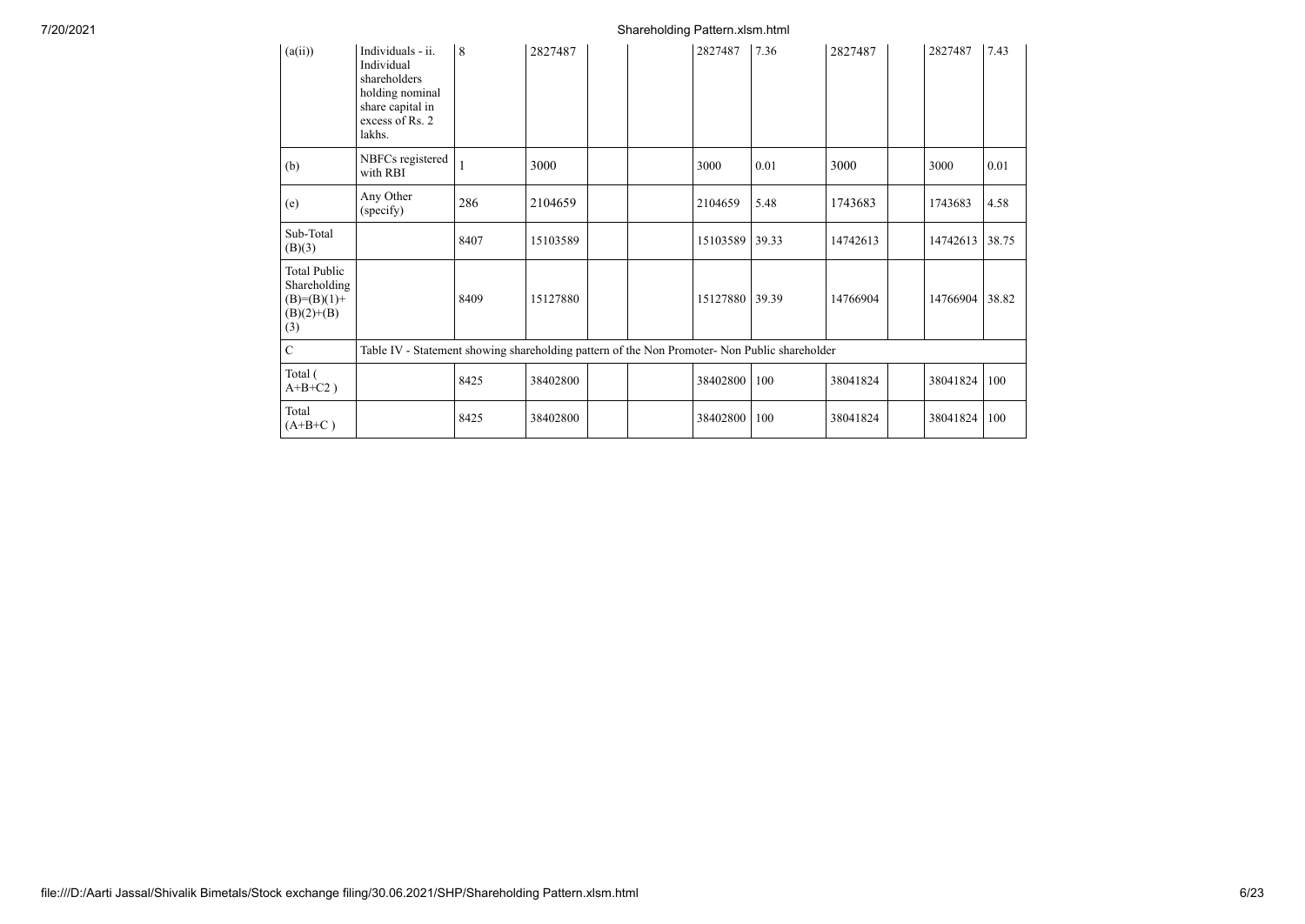| (a(ii)) | Individuals - ii. Individual shareholders holding nominal share capital in excess of Rs. 2 lakhs. | 8 | 2827487 | | | 2827487 | 7.36 | 2827487 | | 2827487 | 7.43 |
|---|---|---|---|---|---|---|---|---|---|---|---|
| (b) | NBFCs registered with RBI | 1 | 3000 | | | 3000 | 0.01 | 3000 | | 3000 | 0.01 |
| (e) | Any Other (specify) | 286 | 2104659 | | | 2104659 | 5.48 | 1743683 | | 1743683 | 4.58 |
| Sub-Total (B)(3) | | 8407 | 15103589 | | | 15103589 | 39.33 | 14742613 | | 14742613 | 38.75 |
| Total Public Shareholding (B)=(B)(1)+(B)(2)+(B)(3) | | 8409 | 15127880 | | | 15127880 | 39.39 | 14766904 | | 14766904 | 38.82 |
| C | Table IV - Statement showing shareholding pattern of the Non Promoter- Non Public shareholder | | | | | | | | | | |
| Total ( A+B+C2 ) | | 8425 | 38402800 | | | 38402800 | 100 | 38041824 | | 38041824 | 100 |
| Total (A+B+C ) | | 8425 | 38402800 | | | 38402800 | 100 | 38041824 | | 38041824 | 100 |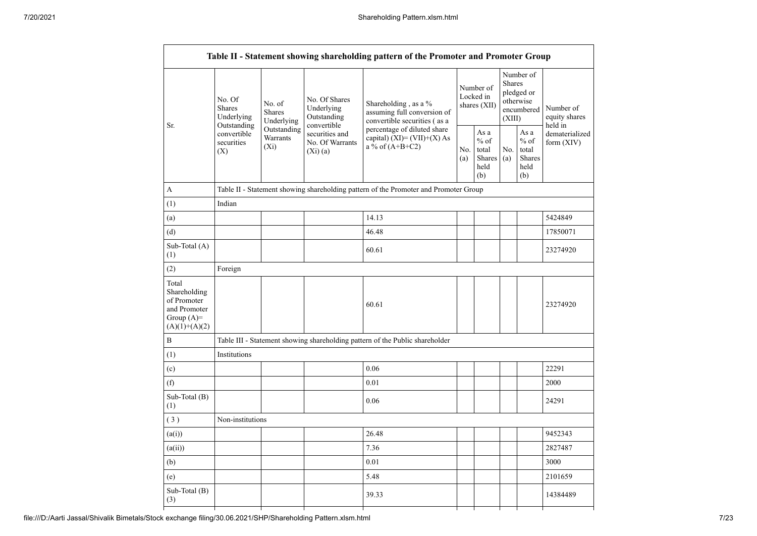| Table II - Statement showing shareholding pattern of the Promoter and Promoter Group | | | | | | | | | |
|---|---|---|---|---|---|---|---|---|---|
| Sr. | No. Of Shares Underlying Outstanding convertible securities (X) | No. of Shares Underlying Outstanding Warrants (Xi) | No. Of Shares Underlying Outstanding convertible securities and No. Of Warrants (Xi) (a) | Shareholding , as a % assuming full conversion of convertible securities ( as a percentage of diluted share capital) (XI)= (VII)+(X) As a % of (A+B+C2) | Number of Locked in shares (XII) | | Number of Shares pledged or otherwise encumbered (XIII) | | Number of equity shares held in dematerialized form (XIV) |
| | | | | | No. (a) | As a % of total Shares held (b) | No. (a) | As a % of total Shares held (b) | |
| A | Table II - Statement showing shareholding pattern of the Promoter and Promoter Group | | | | | | | | |
| (1) | Indian | | | | | | | | |
| (a) | | | | 14.13 | | | | | 5424849 |
| (d) | | | | 46.48 | | | | | 17850071 |
| Sub-Total (A) (1) | | | | 60.61 | | | | | 23274920 |
| (2) | Foreign | | | | | | | | |
| Total Shareholding of Promoter and Promoter Group (A)= (A)(1)+(A)(2) | | | | 60.61 | | | | | 23274920 |
| B | Table III - Statement showing shareholding pattern of the Public shareholder | | | | | | | | |
| (1) | Institutions | | | | | | | | |
| (c) | | | | 0.06 | | | | | 22291 |
| (f) | | | | 0.01 | | | | | 2000 |
| Sub-Total (B) (1) | | | | 0.06 | | | | | 24291 |
| ( 3 ) | Non-institutions | | | | | | | | |
| (a(i)) | | | | 26.48 | | | | | 9452343 |
| (a(ii)) | | | | 7.36 | | | | | 2827487 |
| (b) | | | | 0.01 | | | | | 3000 |
| (e) | | | | 5.48 | | | | | 2101659 |
| Sub-Total (B) (3) | | | | 39.33 | | | | | 14384489 |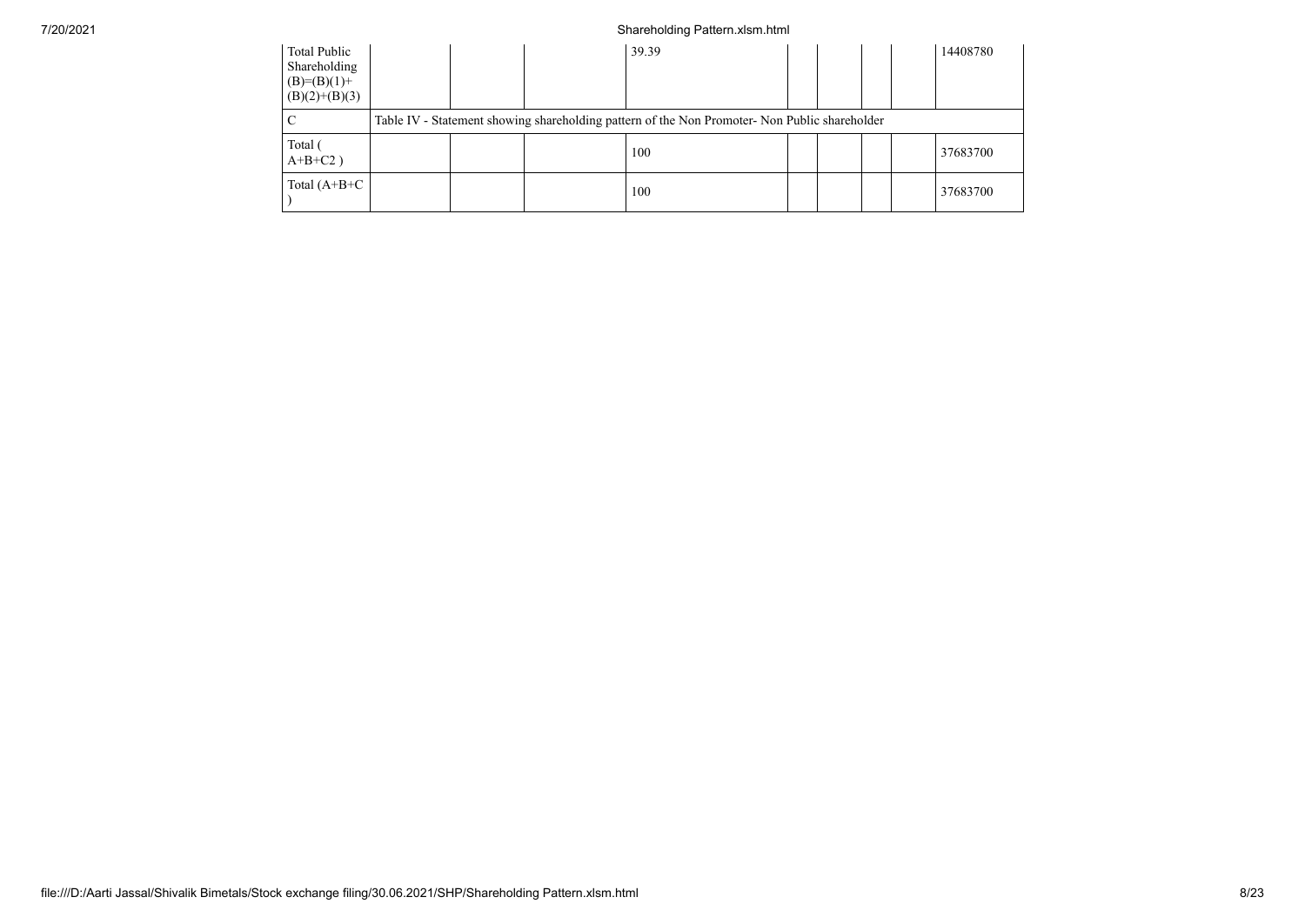| Total Public Shareholding (B)=(B)(1)+(B)(2)+(B)(3) | | | 39.39 | | | | | 14408780 |
|---|---|---|---|---|---|---|---|---|
| C | Table IV - Statement showing shareholding pattern of the Non Promoter- Non Public shareholder | | | | | | | |
| Total ( A+B+C2 ) | | | 100 | | | | | 37683700 |
| Total (A+B+C ) | | | 100 | | | | | 37683700 |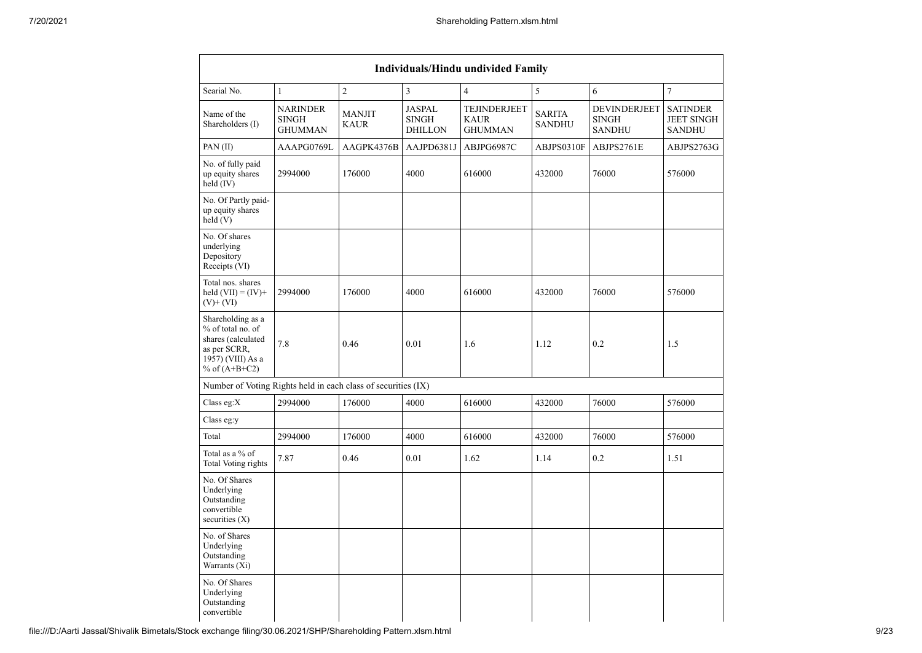| Individuals/Hindu undivided Family | | | | | | | |
|---|---|---|---|---|---|---|---|
| Searial No. | 1 | 2 | 3 | 4 | 5 | 6 | 7 |
| Name of the Shareholders (I) | NARINDER SINGH GHUMMAN | MANJIT KAUR | JASPAL SINGH DHILLON | TEJINDERJEET KAUR GHUMMAN | SARITA SANDHU | DEVINDERJEET SINGH SANDHU | SATINDER JEET SINGH SANDHU |
| PAN (II) | AAAPG0769L | AAGPK4376B | AAJPD6381J | ABJPG6987C | ABJPS0310F | ABJPS2761E | ABJPS2763G |
| No. of fully paid up equity shares held (IV) | 2994000 | 176000 | 4000 | 616000 | 432000 | 76000 | 576000 |
| No. Of Partly paid-up equity shares held (V) | | | | | | | |
| No. Of shares underlying Depository Receipts (VI) | | | | | | | |
| Total nos. shares held (VII) = (IV)+ (V)+ (VI) | 2994000 | 176000 | 4000 | 616000 | 432000 | 76000 | 576000 |
| Shareholding as a % of total no. of shares (calculated as per SCRR, 1957) (VIII) As a % of (A+B+C2) | 7.8 | 0.46 | 0.01 | 1.6 | 1.12 | 0.2 | 1.5 |
| Number of Voting Rights held in each class of securities (IX) | | | | | | | |
| Class eg:X | 2994000 | 176000 | 4000 | 616000 | 432000 | 76000 | 576000 |
| Class eg:y | | | | | | | |
| Total | 2994000 | 176000 | 4000 | 616000 | 432000 | 76000 | 576000 |
| Total as a % of Total Voting rights | 7.87 | 0.46 | 0.01 | 1.62 | 1.14 | 0.2 | 1.51 |
| No. Of Shares Underlying Outstanding convertible securities (X) | | | | | | | |
| No. of Shares Underlying Outstanding Warrants (Xi) | | | | | | | |
| No. Of Shares Underlying Outstanding convertible | | | | | | | |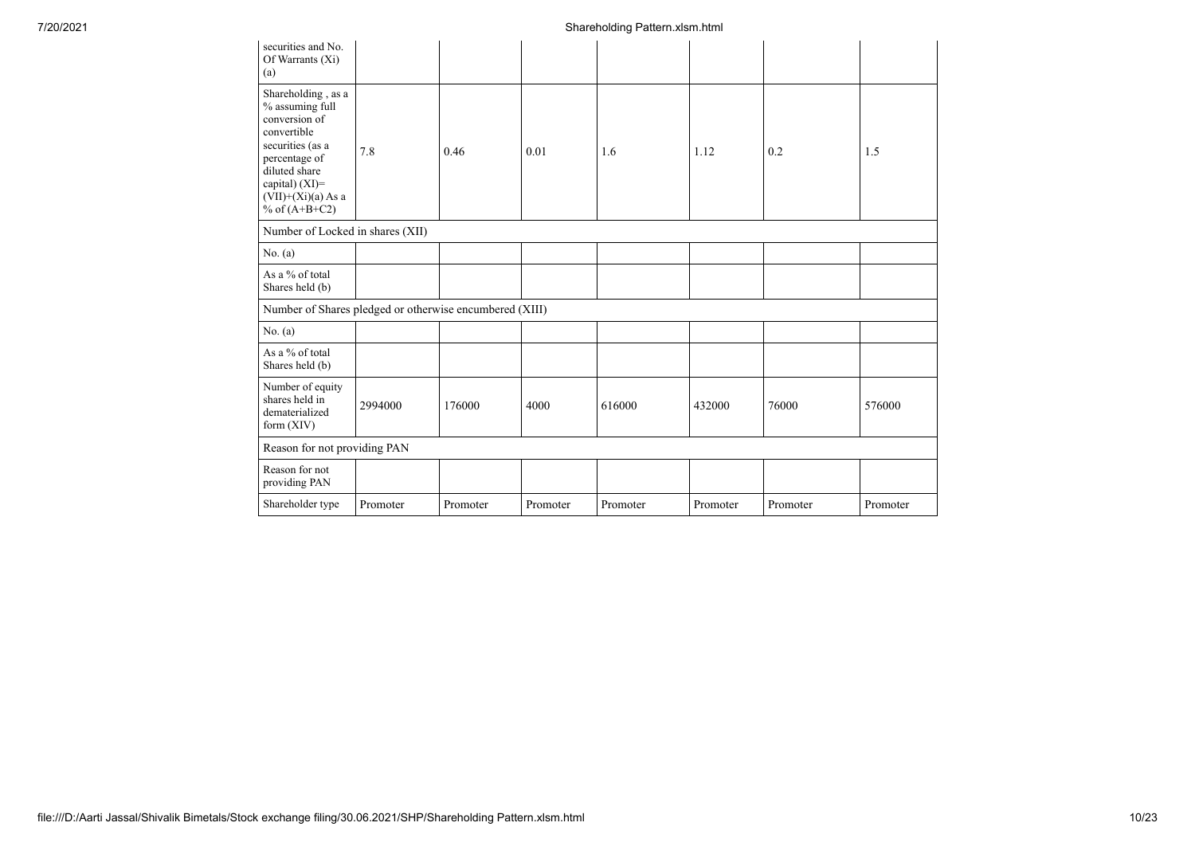| securities and No. Of Warrants (Xi) (a) | | | | | | | |
|---|---|---|---|---|---|---|---|
| Shareholding , as a % assuming full conversion of convertible securities (as a percentage of diluted share capital) (XI)= (VII)+(Xi)(a) As a % of (A+B+C2) | 7.8 | 0.46 | 0.01 | 1.6 | 1.12 | 0.2 | 1.5 |
| Number of Locked in shares (XII) | | | | | | | |
| No. (a) | | | | | | | |
| As a % of total Shares held (b) | | | | | | | |
| Number of Shares pledged or otherwise encumbered (XIII) | | | | | | | |
| No. (a) | | | | | | | |
| As a % of total Shares held (b) | | | | | | | |
| Number of equity shares held in dematerialized form (XIV) | 2994000 | 176000 | 4000 | 616000 | 432000 | 76000 | 576000 |
| Reason for not providing PAN | | | | | | | |
| Reason for not providing PAN | | | | | | | |
| Shareholder type | Promoter | Promoter | Promoter | Promoter | Promoter | Promoter | Promoter |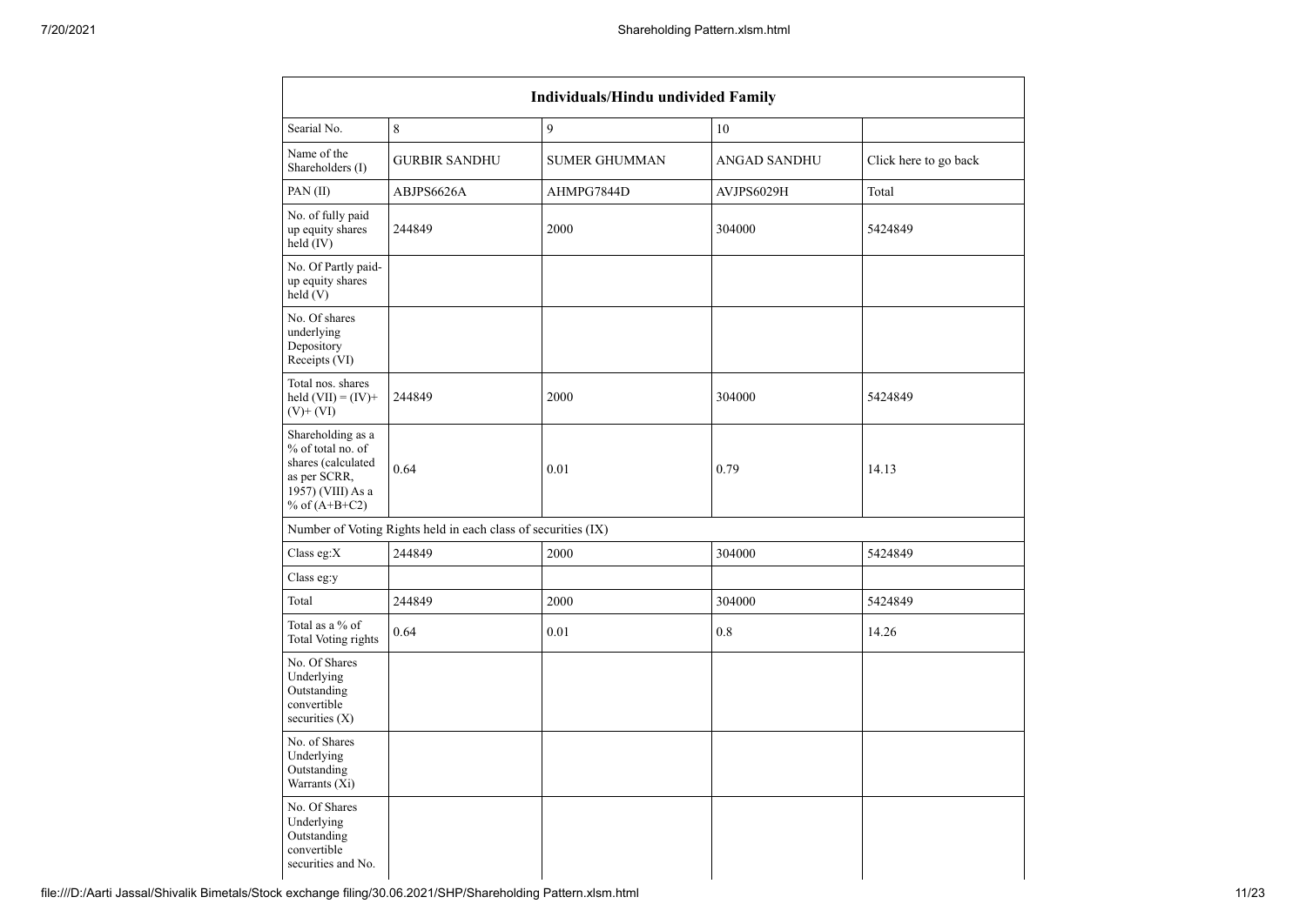| Individuals/Hindu undivided Family | | | | |
|---|---|---|---|---|
| Searial No. | 8 | 9 | 10 | |
| Name of the Shareholders (I) | GURBIR SANDHU | SUMER GHUMMAN | ANGAD SANDHU | Click here to go back |
| PAN (II) | ABJPS6626A | AHMPG7844D | AVJPS6029H | Total |
| No. of fully paid up equity shares held (IV) | 244849 | 2000 | 304000 | 5424849 |
| No. Of Partly paid-up equity shares held (V) | | | | |
| No. Of shares underlying Depository Receipts (VI) | | | | |
| Total nos. shares held (VII) = (IV)+ (V)+ (VI) | 244849 | 2000 | 304000 | 5424849 |
| Shareholding as a % of total no. of shares (calculated as per SCRR, 1957) (VIII) As a % of (A+B+C2) | 0.64 | 0.01 | 0.79 | 14.13 |
| Number of Voting Rights held in each class of securities (IX) | | | | |
| Class eg:X | 244849 | 2000 | 304000 | 5424849 |
| Class eg:y | | | | |
| Total | 244849 | 2000 | 304000 | 5424849 |
| Total as a % of Total Voting rights | 0.64 | 0.01 | 0.8 | 14.26 |
| No. Of Shares Underlying Outstanding convertible securities (X) | | | | |
| No. of Shares Underlying Outstanding Warrants (Xi) | | | | |
| No. Of Shares Underlying Outstanding convertible securities and No. | | | | |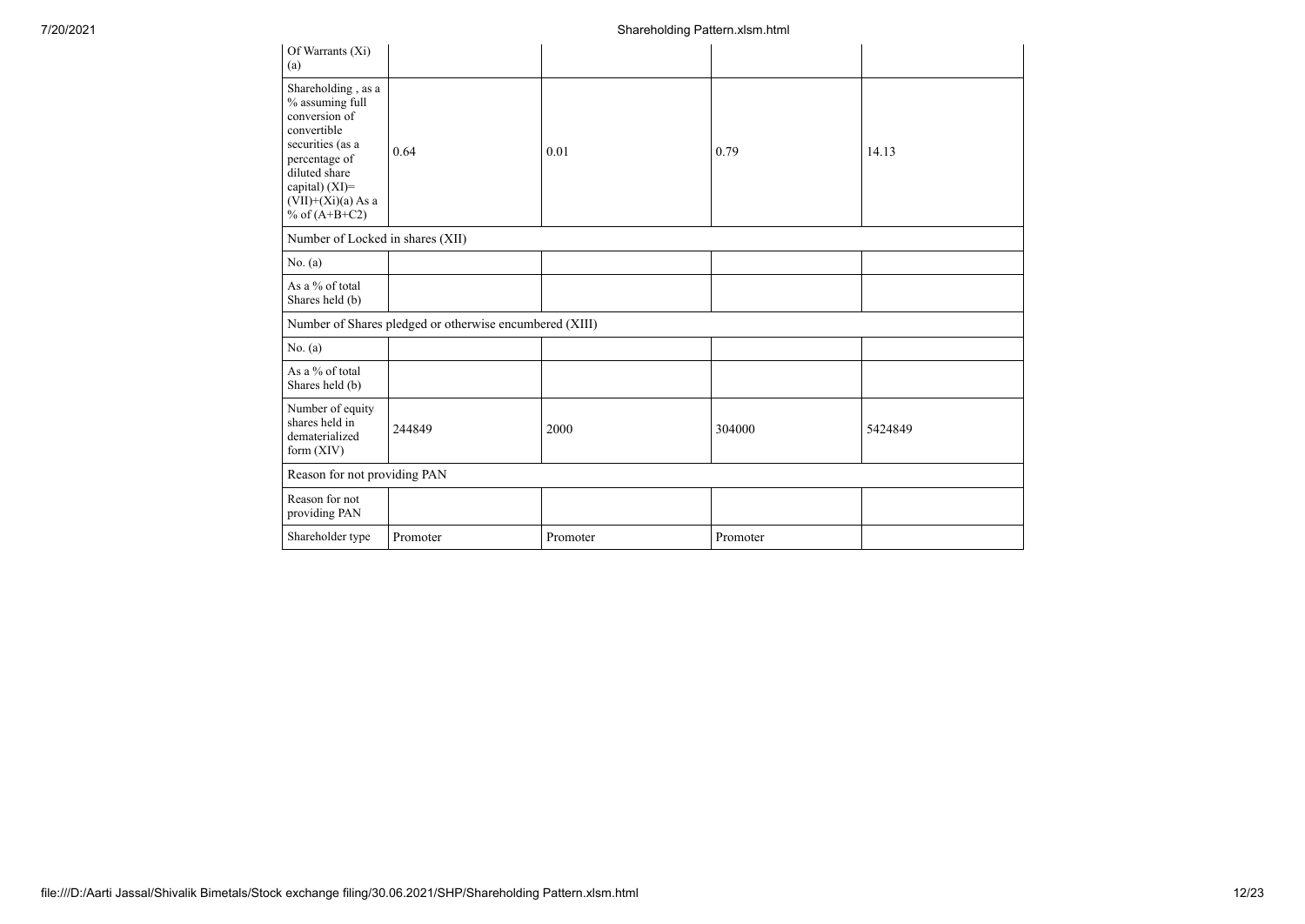| Of Warrants (Xi) (a) | | | | |
|---|---|---|---|---|
| Shareholding , as a % assuming full conversion of convertible securities (as a percentage of diluted share capital) (XI)= (VII)+(Xi)(a) As a % of (A+B+C2) | 0.64 | 0.01 | 0.79 | 14.13 |
| Number of Locked in shares (XII) | | | | |
| No. (a) | | | | |
| As a % of total Shares held (b) | | | | |
| Number of Shares pledged or otherwise encumbered (XIII) | | | | |
| No. (a) | | | | |
| As a % of total Shares held (b) | | | | |
| Number of equity shares held in dematerialized form (XIV) | 244849 | 2000 | 304000 | 5424849 |
| Reason for not providing PAN | | | | |
| Reason for not providing PAN | | | | |
| Shareholder type | Promoter | Promoter | Promoter | |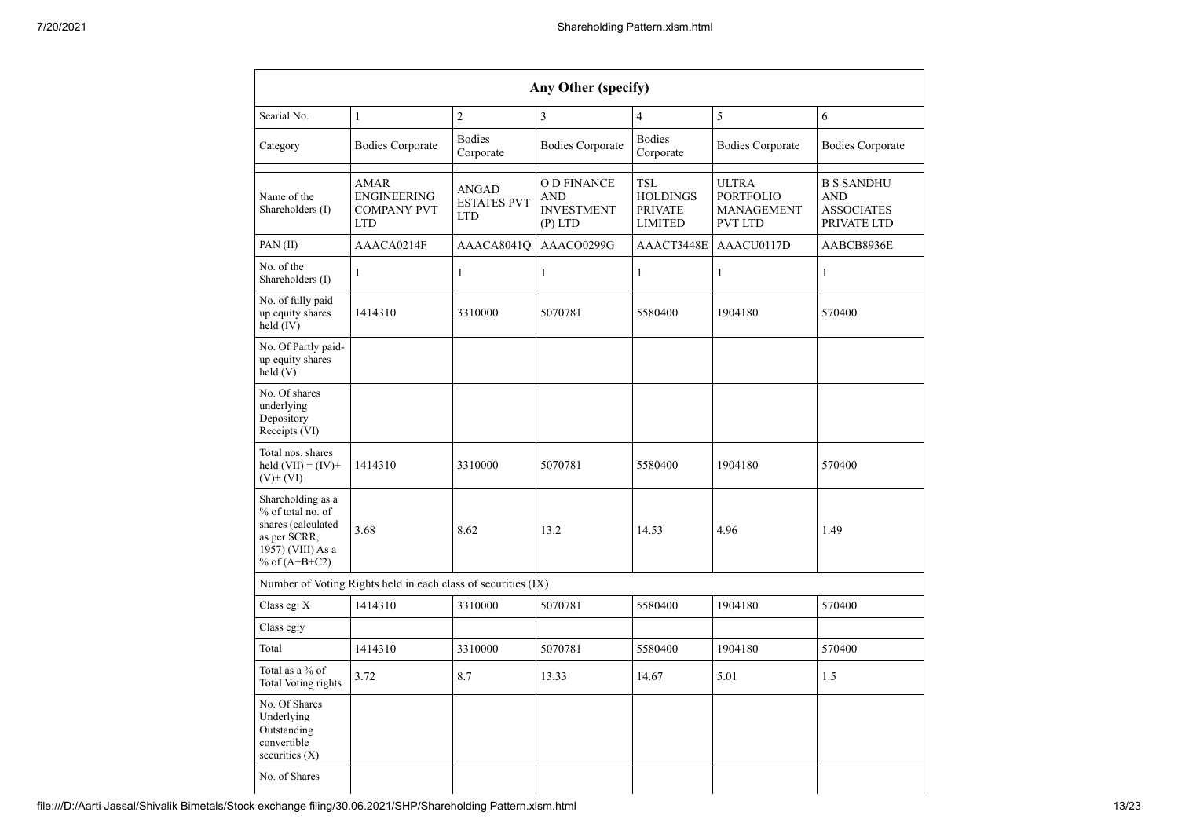| Any Other (specify) | | | | | | |
|---|---|---|---|---|---|---|
| Searial No. | 1 | 2 | 3 | 4 | 5 | 6 |
| Category | Bodies Corporate | Bodies Corporate | Bodies Corporate | Bodies Corporate | Bodies Corporate | Bodies Corporate |
| Name of the Shareholders (I) | AMAR ENGINEERING COMPANY PVT LTD | ANGAD ESTATES PVT LTD | O D FINANCE AND INVESTMENT (P) LTD | TSL HOLDINGS PRIVATE LIMITED | ULTRA PORTFOLIO MANAGEMENT PVT LTD | B S SANDHU AND ASSOCIATES PRIVATE LTD |
| PAN (II) | AAACA0214F | AAACA8041Q | AAACO0299G | AAACT3448E | AAACU0117D | AABCB8936E |
| No. of the Shareholders (I) | 1 | 1 | 1 | 1 | 1 | 1 |
| No. of fully paid up equity shares held (IV) | 1414310 | 3310000 | 5070781 | 5580400 | 1904180 | 570400 |
| No. Of Partly paid-up equity shares held (V) | | | | | | |
| No. Of shares underlying Depository Receipts (VI) | | | | | | |
| Total nos. shares held (VII) = (IV)+ (V)+ (VI) | 1414310 | 3310000 | 5070781 | 5580400 | 1904180 | 570400 |
| Shareholding as a % of total no. of shares (calculated as per SCRR, 1957) (VIII) As a % of (A+B+C2) | 3.68 | 8.62 | 13.2 | 14.53 | 4.96 | 1.49 |
| Number of Voting Rights held in each class of securities (IX) | | | | | | |
| Class eg: X | 1414310 | 3310000 | 5070781 | 5580400 | 1904180 | 570400 |
| Class eg:y | | | | | | |
| Total | 1414310 | 3310000 | 5070781 | 5580400 | 1904180 | 570400 |
| Total as a % of Total Voting rights | 3.72 | 8.7 | 13.33 | 14.67 | 5.01 | 1.5 |
| No. Of Shares Underlying Outstanding convertible securities (X) | | | | | | |
| No. of Shares | | | | | | |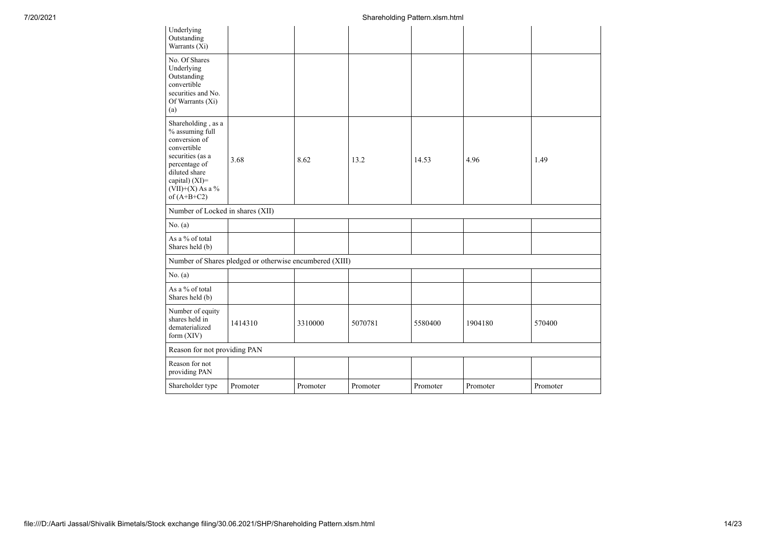| | | | | | | |
|---|---|---|---|---|---|---|
| Underlying Outstanding Warrants (Xi) | | | | | | |
| No. Of Shares Underlying Outstanding convertible securities and No. Of Warrants (Xi) (a) | | | | | | |
| Shareholding , as a % assuming full conversion of convertible securities (as a percentage of diluted share capital) (XI)= (VII)+(X) As a % of (A+B+C2) | 3.68 | 8.62 | 13.2 | 14.53 | 4.96 | 1.49 |
| Number of Locked in shares (XII) | | | | | | |
| No. (a) | | | | | | |
| As a % of total Shares held (b) | | | | | | |
| Number of Shares pledged or otherwise encumbered (XIII) | | | | | | |
| No. (a) | | | | | | |
| As a % of total Shares held (b) | | | | | | |
| Number of equity shares held in dematerialized form (XIV) | 1414310 | 3310000 | 5070781 | 5580400 | 1904180 | 570400 |
| Reason for not providing PAN | | | | | | |
| Reason for not providing PAN | | | | | | |
| Shareholder type | Promoter | Promoter | Promoter | Promoter | Promoter | Promoter |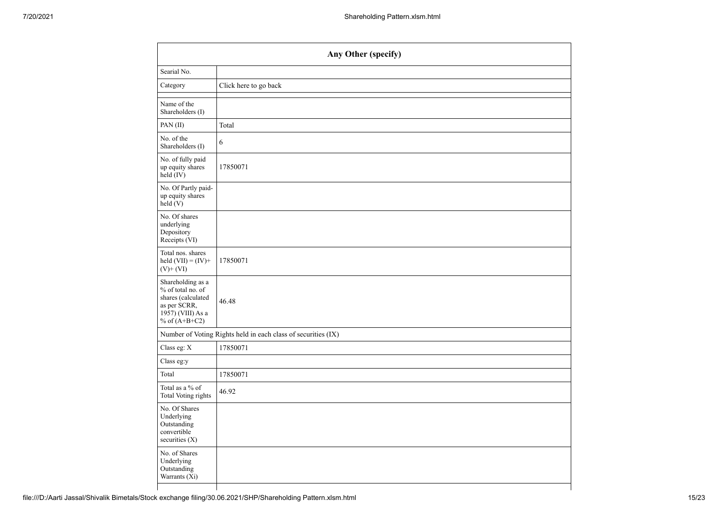| Any Other (specify) | |
|---|---|
| Searial No. | |
| Category | Click here to go back |
| Name of the Shareholders (I) | |
| PAN (II) | Total |
| No. of the Shareholders (I) | 6 |
| No. of fully paid up equity shares held (IV) | 17850071 |
| No. Of Partly paid-up equity shares held (V) | |
| No. Of shares underlying Depository Receipts (VI) | |
| Total nos. shares held (VII) = (IV)+ (V)+ (VI) | 17850071 |
| Shareholding as a % of total no. of shares (calculated as per SCRR, 1957) (VIII) As a % of (A+B+C2) | 46.48 |
| Number of Voting Rights held in each class of securities (IX) | |
| Class eg: X | 17850071 |
| Class eg:y | |
| Total | 17850071 |
| Total as a % of Total Voting rights | 46.92 |
| No. Of Shares Underlying Outstanding convertible securities (X) | |
| No. of Shares Underlying Outstanding Warrants (Xi) | |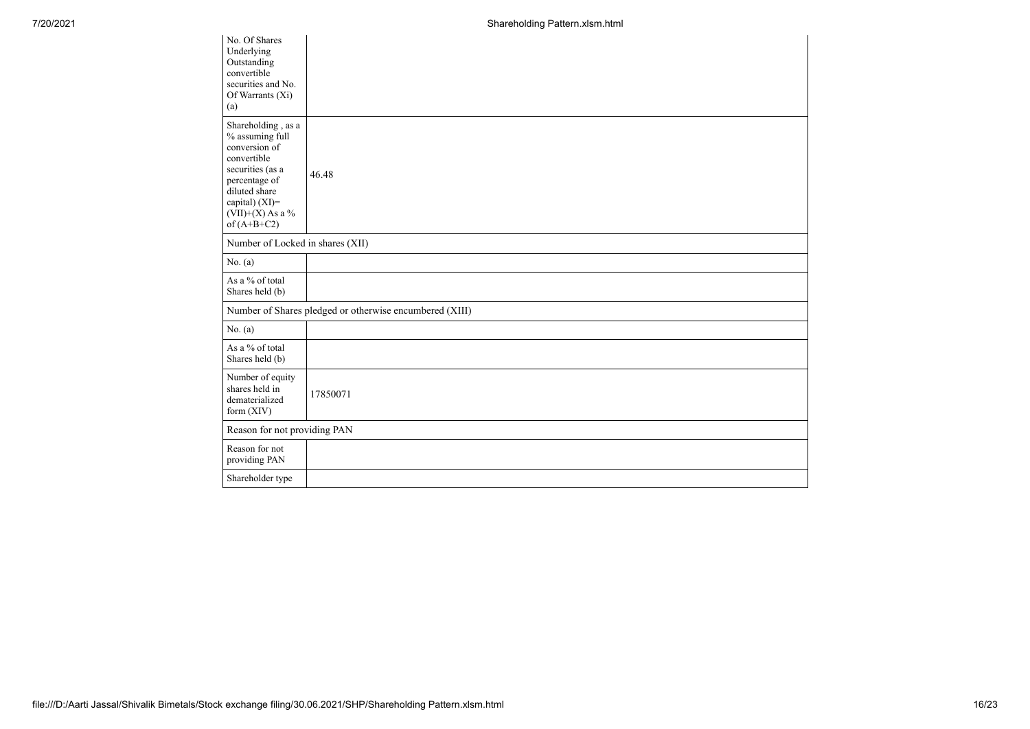| | |
|---|---|
| No. Of Shares Underlying Outstanding convertible securities and No. Of Warrants (Xi) (a) | |
| Shareholding , as a % assuming full conversion of convertible securities (as a percentage of diluted share capital) (XI)= (VII)+(X) As a % of (A+B+C2) | 46.48 |
| Number of Locked in shares (XII) | |
| No. (a) | |
| As a % of total Shares held (b) | |
| Number of Shares pledged or otherwise encumbered (XIII) | |
| No. (a) | |
| As a % of total Shares held (b) | |
| Number of equity shares held in dematerialized form (XIV) | 17850071 |
| Reason for not providing PAN | |
| Reason for not providing PAN | |
| Shareholder type | |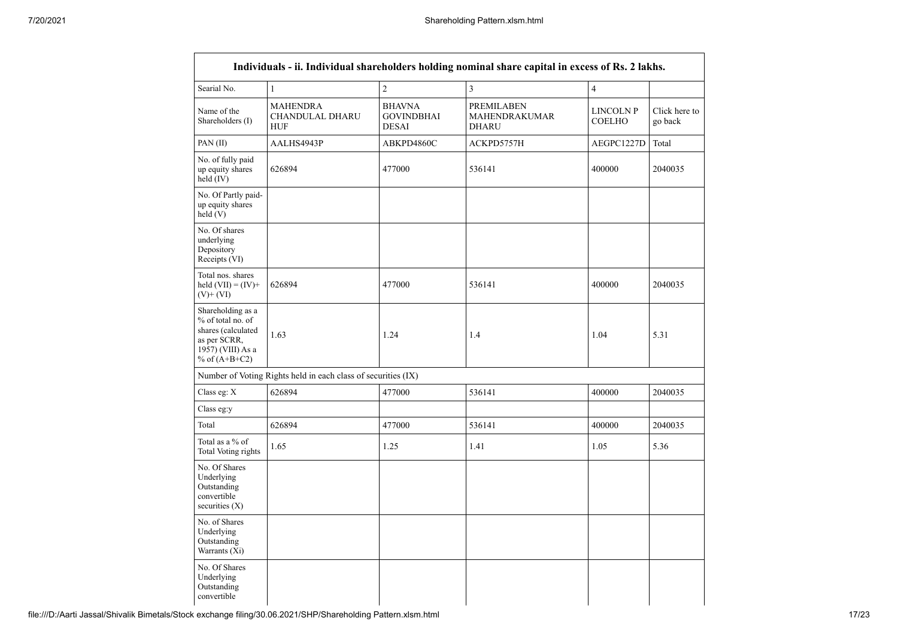| Individuals - ii. Individual shareholders holding nominal share capital in excess of Rs. 2 lakhs. | | | | | |
|---|---|---|---|---|---|
| Searial No. | 1 | 2 | 3 | 4 | |
| Name of the Shareholders (I) | MAHENDRA CHANDULAL DHARU HUF | BHAVNA GOVINDBHAI DESAI | PREMILABEN MAHENDRAKUMAR DHARU | LINCOLN P COELHO | Click here to go back |
| PAN (II) | AALHS4943P | ABKPD4860C | ACKPD5757H | AEGPC1227D | Total |
| No. of fully paid up equity shares held (IV) | 626894 | 477000 | 536141 | 400000 | 2040035 |
| No. Of Partly paid-up equity shares held (V) | | | | | |
| No. Of shares underlying Depository Receipts (VI) | | | | | |
| Total nos. shares held (VII) = (IV)+ (V)+ (VI) | 626894 | 477000 | 536141 | 400000 | 2040035 |
| Shareholding as a % of total no. of shares (calculated as per SCRR, 1957) (VIII) As a % of (A+B+C2) | 1.63 | 1.24 | 1.4 | 1.04 | 5.31 |
| Number of Voting Rights held in each class of securities (IX) | | | | | |
| Class eg: X | 626894 | 477000 | 536141 | 400000 | 2040035 |
| Class eg:y | | | | | |
| Total | 626894 | 477000 | 536141 | 400000 | 2040035 |
| Total as a % of Total Voting rights | 1.65 | 1.25 | 1.41 | 1.05 | 5.36 |
| No. Of Shares Underlying Outstanding convertible securities (X) | | | | | |
| No. of Shares Underlying Outstanding Warrants (Xi) | | | | | |
| No. Of Shares Underlying Outstanding convertible | | | | | |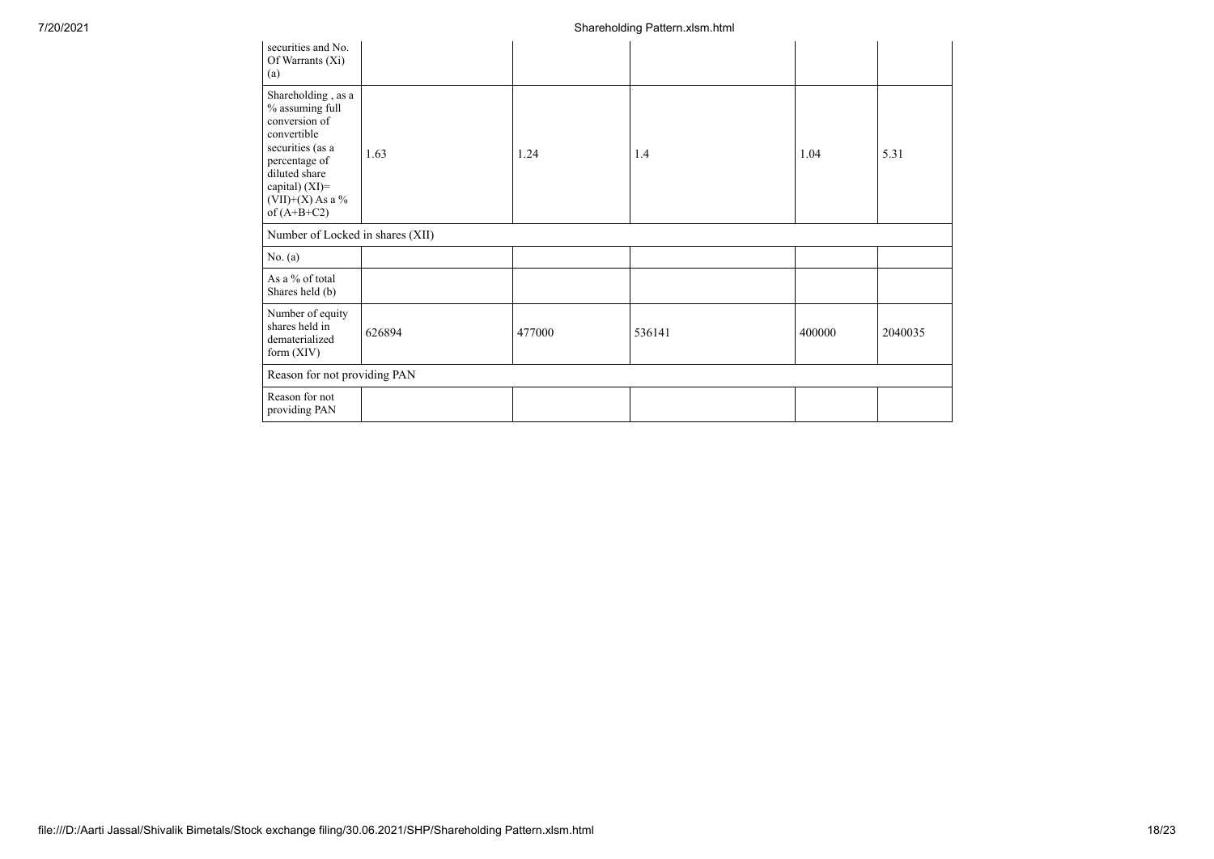| securities and No. Of Warrants (Xi) (a) | | | | | |
|---|---|---|---|---|---|
| Shareholding , as a % assuming full conversion of convertible securities (as a percentage of diluted share capital) (XI)= (VII)+(X) As a % of (A+B+C2) | 1.63 | 1.24 | 1.4 | 1.04 | 5.31 |
| Number of Locked in shares (XII) | | | | | |
| No. (a) | | | | | |
| As a % of total Shares held (b) | | | | | |
| Number of equity shares held in dematerialized form (XIV) | 626894 | 477000 | 536141 | 400000 | 2040035 |
| Reason for not providing PAN | | | | | |
| Reason for not providing PAN | | | | | |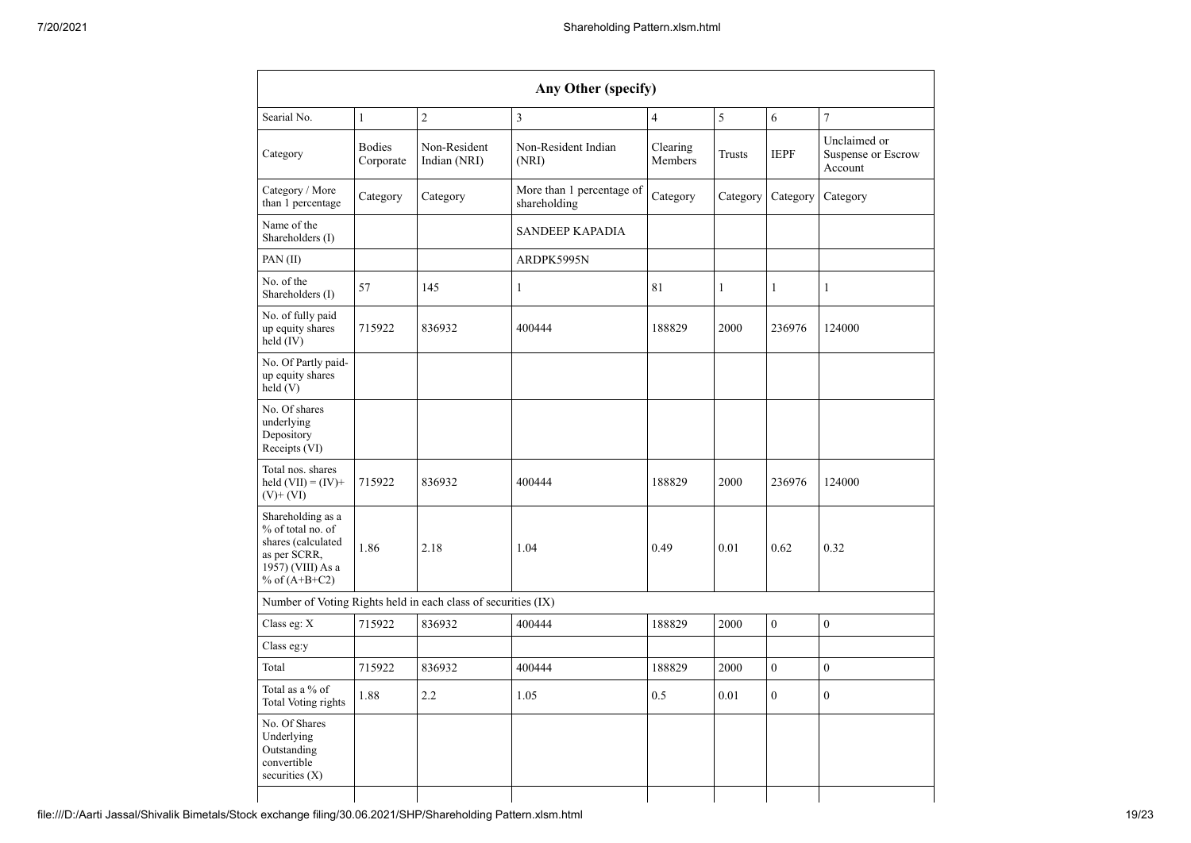| Any Other (specify) | | | | | | | |
|---|---|---|---|---|---|---|---|
| Searial No. | 1 | 2 | 3 | 4 | 5 | 6 | 7 |
| Category | Bodies Corporate | Non-Resident Indian (NRI) | Non-Resident Indian (NRI) | Clearing Members | Trusts | IEPF | Unclaimed or Suspense or Escrow Account |
| Category / More than 1 percentage | Category | Category | More than 1 percentage of shareholding | Category | Category | Category | Category |
| Name of the Shareholders (I) | | | SANDEEP KAPADIA | | | | |
| PAN (II) | | | ARDPK5995N | | | | |
| No. of the Shareholders (I) | 57 | 145 | 1 | 81 | 1 | 1 | 1 |
| No. of fully paid up equity shares held (IV) | 715922 | 836932 | 400444 | 188829 | 2000 | 236976 | 124000 |
| No. Of Partly paid-up equity shares held (V) | | | | | | | |
| No. Of shares underlying Depository Receipts (VI) | | | | | | | |
| Total nos. shares held (VII) = (IV)+ (V)+ (VI) | 715922 | 836932 | 400444 | 188829 | 2000 | 236976 | 124000 |
| Shareholding as a % of total no. of shares (calculated as per SCRR, 1957) (VIII) As a % of (A+B+C2) | 1.86 | 2.18 | 1.04 | 0.49 | 0.01 | 0.62 | 0.32 |
| Number of Voting Rights held in each class of securities (IX) | | | | | | | |
| Class eg: X | 715922 | 836932 | 400444 | 188829 | 2000 | 0 | 0 |
| Class eg:y | | | | | | | |
| Total | 715922 | 836932 | 400444 | 188829 | 2000 | 0 | 0 |
| Total as a % of Total Voting rights | 1.88 | 2.2 | 1.05 | 0.5 | 0.01 | 0 | 0 |
| No. Of Shares Underlying Outstanding convertible securities (X) | | | | | | | |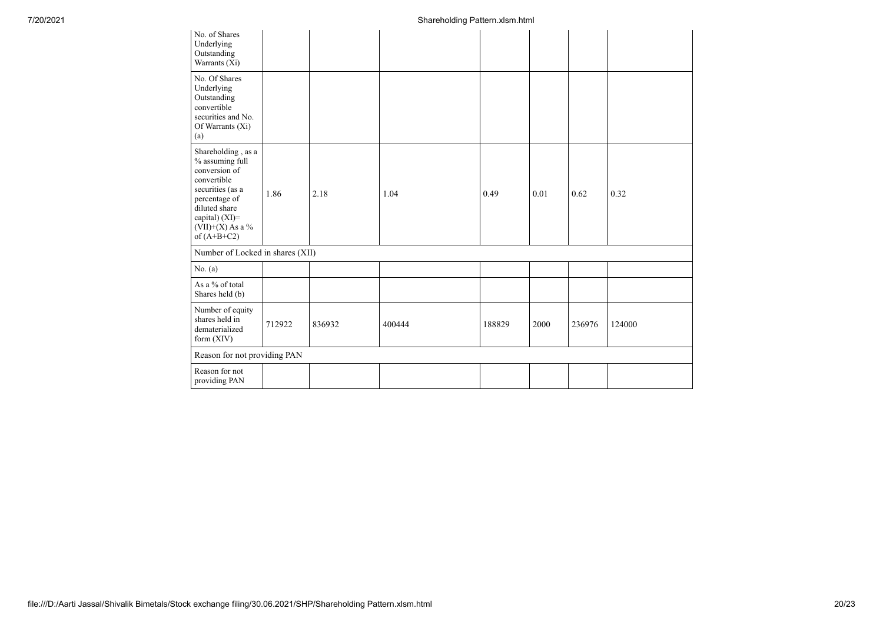| | | | | | | | |
|---|---|---|---|---|---|---|---|
| No. of Shares Underlying Outstanding Warrants (Xi) | | | | | | | |
| No. Of Shares Underlying Outstanding convertible securities and No. Of Warrants (Xi) (a) | | | | | | | |
| Shareholding , as a % assuming full conversion of convertible securities (as a percentage of diluted share capital) (XI)= (VII)+(X) As a % of (A+B+C2) | 1.86 | 2.18 | 1.04 | 0.49 | 0.01 | 0.62 | 0.32 |
| Number of Locked in shares (XII) | | | | | | | |
| No. (a) | | | | | | | |
| As a % of total Shares held (b) | | | | | | | |
| Number of equity shares held in dematerialized form (XIV) | 712922 | 836932 | 400444 | 188829 | 2000 | 236976 | 124000 |
| Reason for not providing PAN | | | | | | | |
| Reason for not providing PAN | | | | | | | |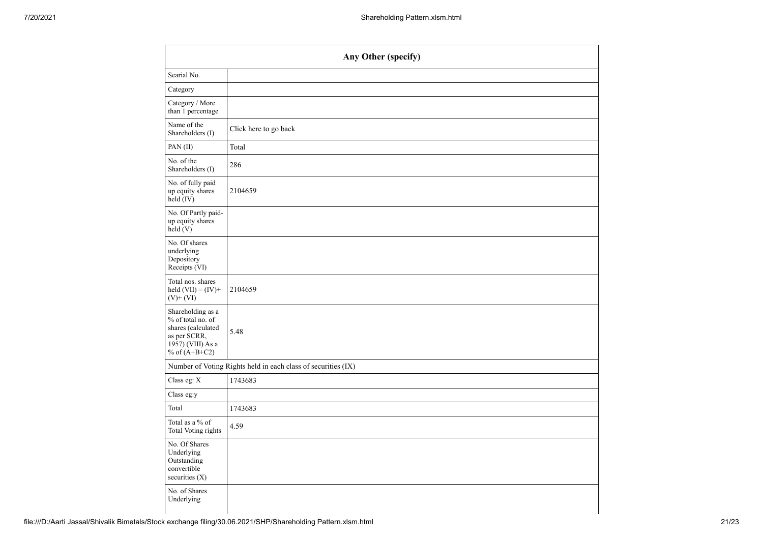| Any Other (specify) | |
|---|---|
| Searial No. | |
| Category | |
| Category / More than 1 percentage | |
| Name of the Shareholders (I) | Click here to go back |
| PAN (II) | Total |
| No. of the Shareholders (I) | 286 |
| No. of fully paid up equity shares held (IV) | 2104659 |
| No. Of Partly paid-up equity shares held (V) | |
| No. Of shares underlying Depository Receipts (VI) | |
| Total nos. shares held (VII) = (IV)+ (V)+ (VI) | 2104659 |
| Shareholding as a % of total no. of shares (calculated as per SCRR, 1957) (VIII) As a % of (A+B+C2) | 5.48 |
| Number of Voting Rights held in each class of securities (IX) | |
| Class eg: X | 1743683 |
| Class eg:y | |
| Total | 1743683 |
| Total as a % of Total Voting rights | 4.59 |
| No. Of Shares Underlying Outstanding convertible securities (X) | |
| No. of Shares Underlying | |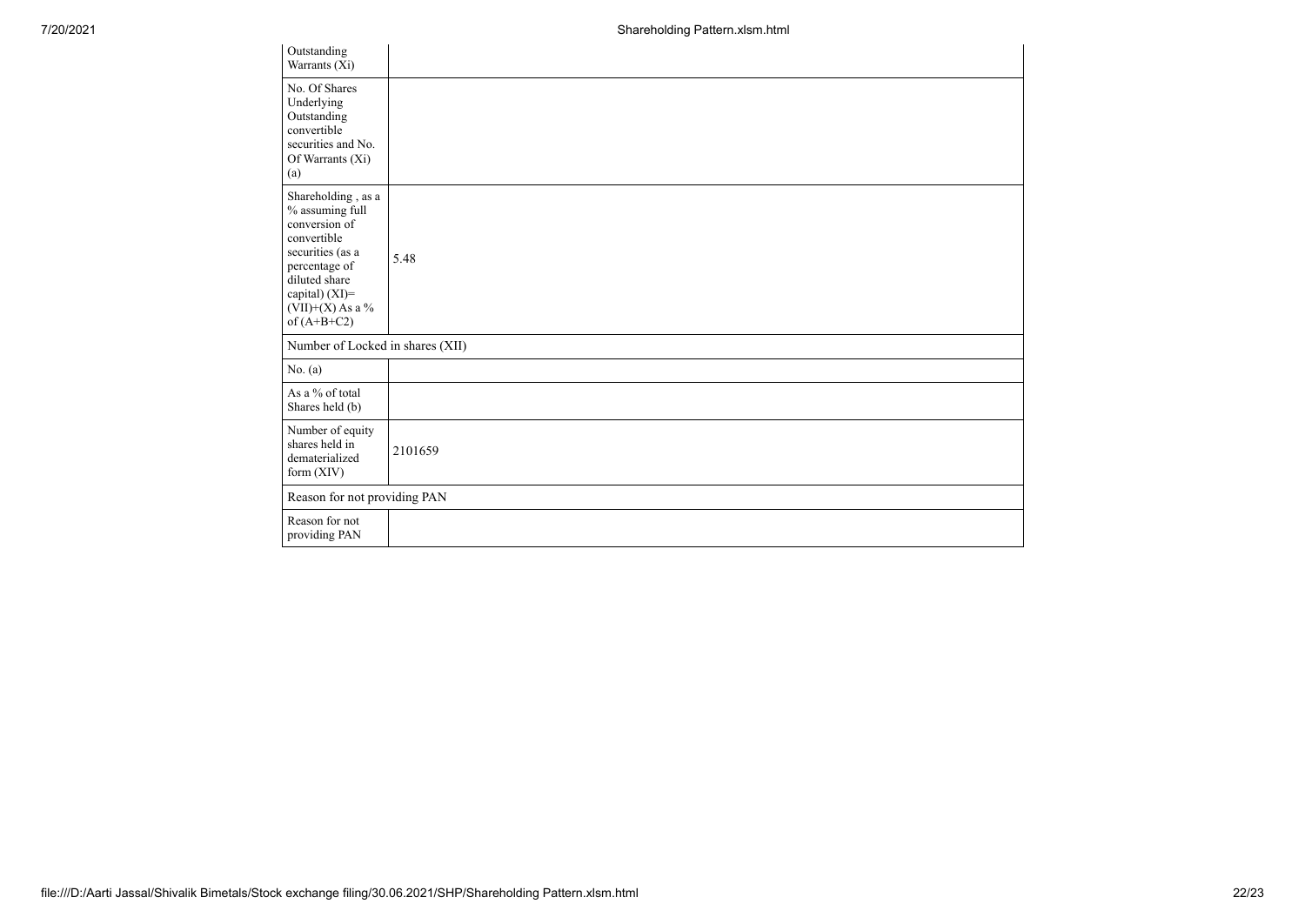| | |
|---|---|
| Outstanding Warrants (Xi) | |
| No. Of Shares Underlying Outstanding convertible securities and No. Of Warrants (Xi) (a) | |
| Shareholding , as a % assuming full conversion of convertible securities (as a percentage of diluted share capital) (XI)= (VII)+(X) As a % of (A+B+C2) | 5.48 |
| Number of Locked in shares (XII) | |
| No. (a) | |
| As a % of total Shares held (b) | |
| Number of equity shares held in dematerialized form (XIV) | 2101659 |
| Reason for not providing PAN | |
| Reason for not providing PAN | |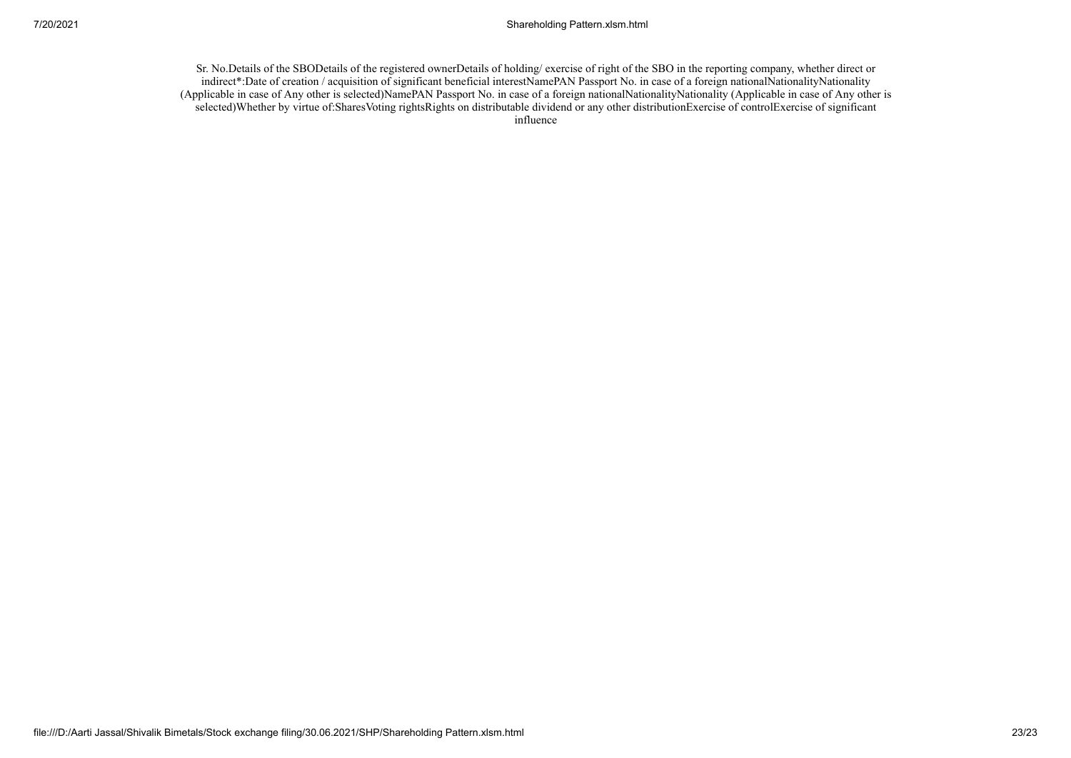Sr. No.Details of the SBODetails of the registered ownerDetails of holding/ exercise of right of the SBO in the reporting company, whether direct or indirect*:Date of creation / acquisition of significant beneficial interestNamePAN Passport No. in case of a foreign nationalNationalityNationality (Applicable in case of Any other is selected)NamePAN Passport No. in case of a foreign nationalNationalityNationality (Applicable in case of Any other is selected)Whether by virtue of:SharesVoting rightsRights on distributable dividend or any other distributionExercise of controlExercise of significant influence